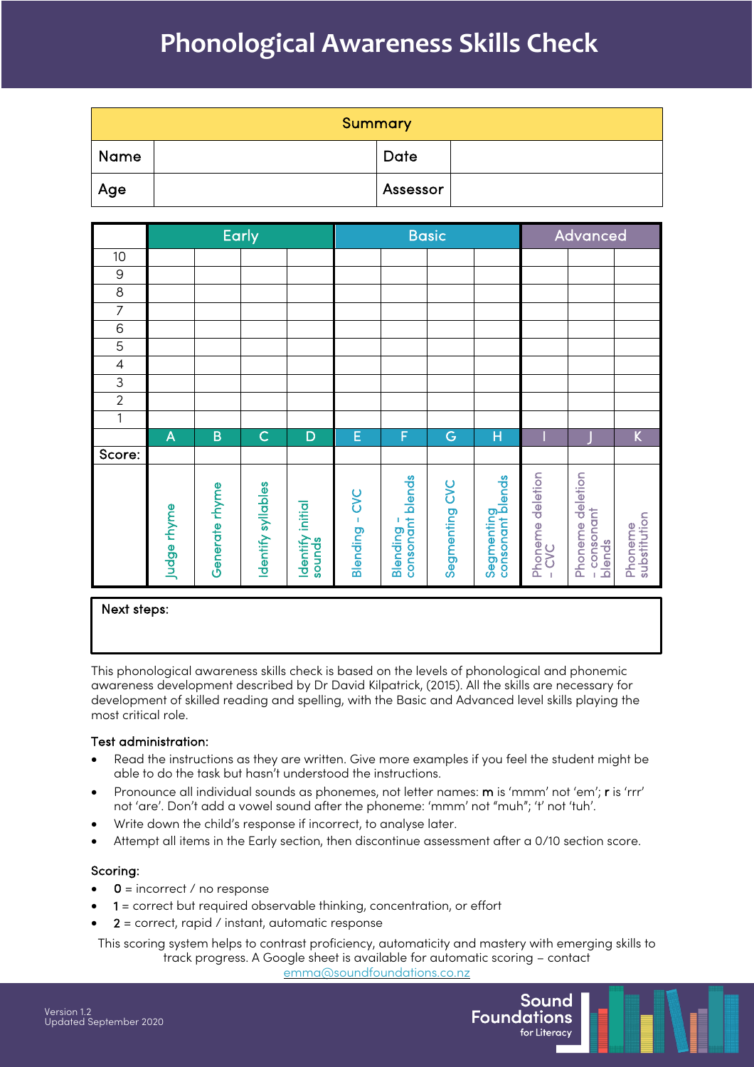# Phonological Awareness Skills Check

| Summary | | | |
|---|---|---|---|
| Name | | Date | |
| Age | | Assessor | |

| | Early | | | | Basic | | | | Advanced | | |
|---|---|---|---|---|---|---|---|---|---|---|---|
| 10 | | | | | | | | | | | |
| 9 | | | | | | | | | | | |
| 8 | | | | | | | | | | | |
| 7 | | | | | | | | | | | |
| 6 | | | | | | | | | | | |
| 5 | | | | | | | | | | | |
| 4 | | | | | | | | | | | |
| 3 | | | | | | | | | | | |
| 2 | | | | | | | | | | | |
| 1 | | | | | | | | | | | |
| | A | B | C | D | E | F | G | H | I | J | K |
| Score: | | | | | | | | | | | |
| | Judge rhyme | Generate rhyme | Identify syllables | Identify initial sounds | Blending - CVC | Blending - consonant blends | Segmenting CVC | Segmenting consonant blends | Phoneme deletion - CVC | Phoneme deletion - consonant blends | Phoneme substitution |

Next steps:

This phonological awareness skills check is based on the levels of phonological and phonemic awareness development described by Dr David Kilpatrick, (2015). All the skills are necessary for development of skilled reading and spelling, with the Basic and Advanced level skills playing the most critical role.

**Test administration:**

- Read the instructions as they are written. Give more examples if you feel the student might be able to do the task but hasn't understood the instructions.
- Pronounce all individual sounds as phonemes, not letter names: **m** is 'mmm' not 'em'; **r** is 'rrr' not 'are'. Don't add a vowel sound after the phoneme: 'mmm' not "muh"; 't' not 'tuh'.
- Write down the child's response if incorrect, to analyse later.
- Attempt all items in the Early section, then discontinue assessment after a 0/10 section score.

**Scoring:**

- **0** = incorrect / no response
- **1** = correct but required observable thinking, concentration, or effort
- **2** = correct, rapid / instant, automatic response

This scoring system helps to contrast proficiency, automaticity and mastery with emerging skills to track progress. A Google sheet is available for automatic scoring – contact emma@soundfoundations.co.nz

Version 1.2
Updated September 2020

Sound Foundations for Literacy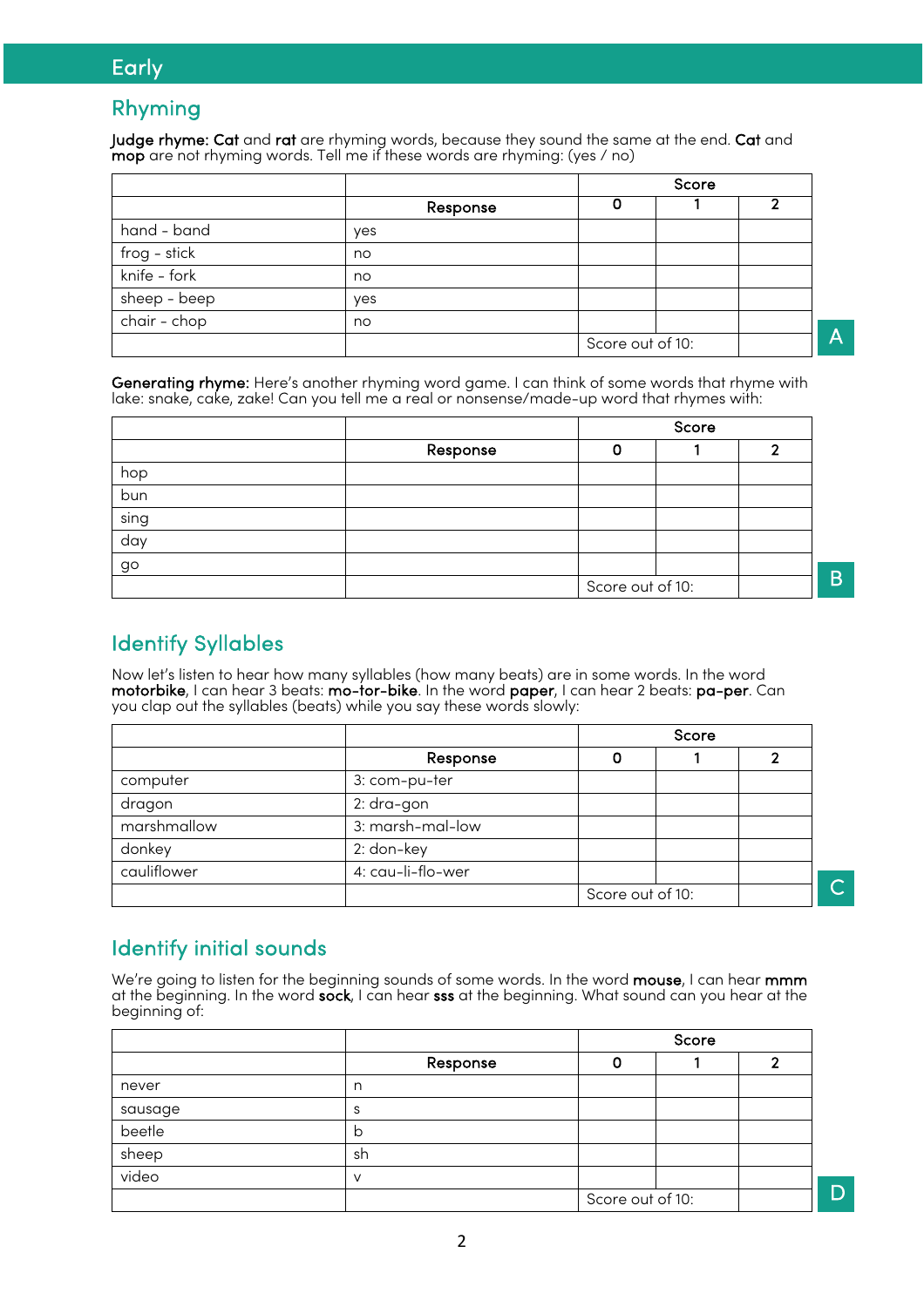# Early

## Rhyming

**Judge rhyme: Cat** and **rat** are rhyming words, because they sound the same at the end. **Cat** and **mop** are not rhyming words. Tell me if these words are rhyming: (yes / no)

| | | Score | | |
|---|---|---|---|---|
| | **Response** | **0** | **1** | **2** |
| hand - band | yes | | | |
| frog - stick | no | | | |
| knife - fork | no | | | |
| sheep - beep | yes | | | |
| chair - chop | no | | | |
| | | Score out of 10: | | |

A

**Generating rhyme:** Here's another rhyming word game. I can think of some words that rhyme with lake: snake, cake, zake! Can you tell me a real or nonsense/made-up word that rhymes with:

| | | Score | | |
|---|---|---|---|---|
| | **Response** | **0** | **1** | **2** |
| hop | | | | |
| bun | | | | |
| sing | | | | |
| day | | | | |
| go | | | | |
| | | Score out of 10: | | |

B

## Identify Syllables

Now let's listen to hear how many syllables (how many beats) are in some words. In the word **motorbike**, I can hear 3 beats: **mo-tor-bike**. In the word **paper**, I can hear 2 beats: **pa-per**. Can you clap out the syllables (beats) while you say these words slowly:

| | | Score | | |
|---|---|---|---|---|
| | **Response** | **0** | **1** | **2** |
| computer | 3: com-pu-ter | | | |
| dragon | 2: dra-gon | | | |
| marshmallow | 3: marsh-mal-low | | | |
| donkey | 2: don-key | | | |
| cauliflower | 4: cau-li-flo-wer | | | |
| | | Score out of 10: | | |

C

## Identify initial sounds

We're going to listen for the beginning sounds of some words. In the word **mouse**, I can hear **mmm** at the beginning. In the word **sock**, I can hear **sss** at the beginning. What sound can you hear at the beginning of:

| | | Score | | |
|---|---|---|---|---|
| | **Response** | **0** | **1** | **2** |
| never | n | | | |
| sausage | s | | | |
| beetle | b | | | |
| sheep | sh | | | |
| video | v | | | |
| | | Score out of 10: | | |

D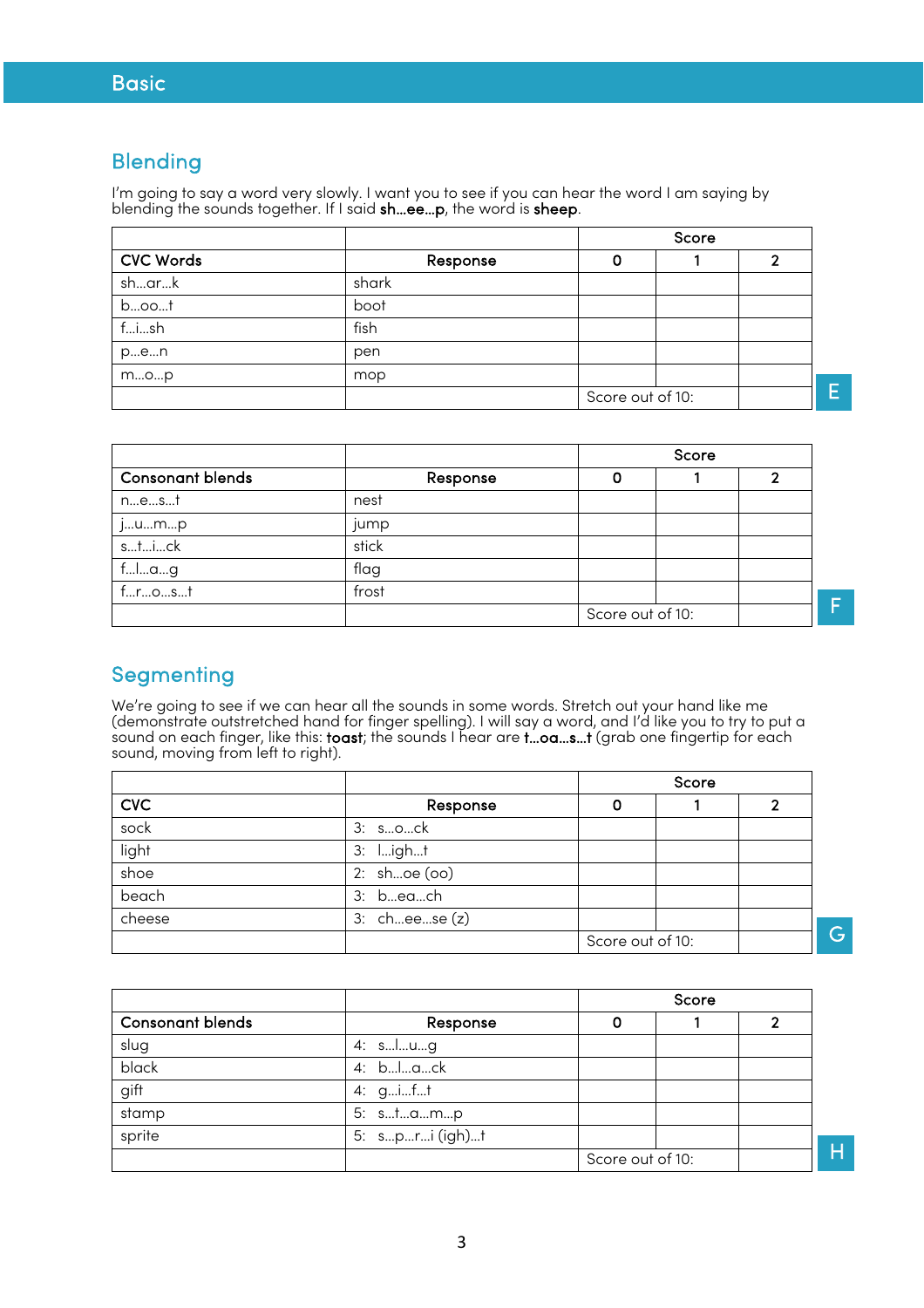# Basic

## Blending

I'm going to say a word very slowly. I want you to see if you can hear the word I am saying by blending the sounds together. If I said **sh…ee…p**, the word is **sheep**.

| | | Score | | |
|---|---|---|---|---|
| **CVC Words** | **Response** | **0** | **1** | **2** |
| sh…ar…k | shark | | | |
| b…oo…t | boot | | | |
| f…i…sh | fish | | | |
| p…e…n | pen | | | |
| m…o…p | mop | | | |
| | | Score out of 10: | | |

E

| | | Score | | |
|---|---|---|---|---|
| **Consonant blends** | **Response** | **0** | **1** | **2** |
| n…e…s…t | nest | | | |
| j…u…m…p | jump | | | |
| s…t…i…ck | stick | | | |
| f…l…a…g | flag | | | |
| f…r…o…s…t | frost | | | |
| | | Score out of 10: | | |

F

## Segmenting

We're going to see if we can hear all the sounds in some words. Stretch out your hand like me (demonstrate outstretched hand for finger spelling). I will say a word, and I'd like you to try to put a sound on each finger, like this: **toast**; the sounds I hear are **t…oa…s…t** (grab one fingertip for each sound, moving from left to right).

| | | Score | | |
|---|---|---|---|---|
| **CVC** | **Response** | **0** | **1** | **2** |
| sock | 3: s…o…ck | | | |
| light | 3: l…igh…t | | | |
| shoe | 2: sh…oe (oo) | | | |
| beach | 3: b…ea…ch | | | |
| cheese | 3: ch…ee…se (z) | | | |
| | | Score out of 10: | | |

G

| | | Score | | |
|---|---|---|---|---|
| **Consonant blends** | **Response** | **0** | **1** | **2** |
| slug | 4: s…l…u…g | | | |
| black | 4: b…l…a…ck | | | |
| gift | 4: g…i…f…t | | | |
| stamp | 5: s…t…a…m…p | | | |
| sprite | 5: s…p…r…i (igh)…t | | | |
| | | Score out of 10: | | |

H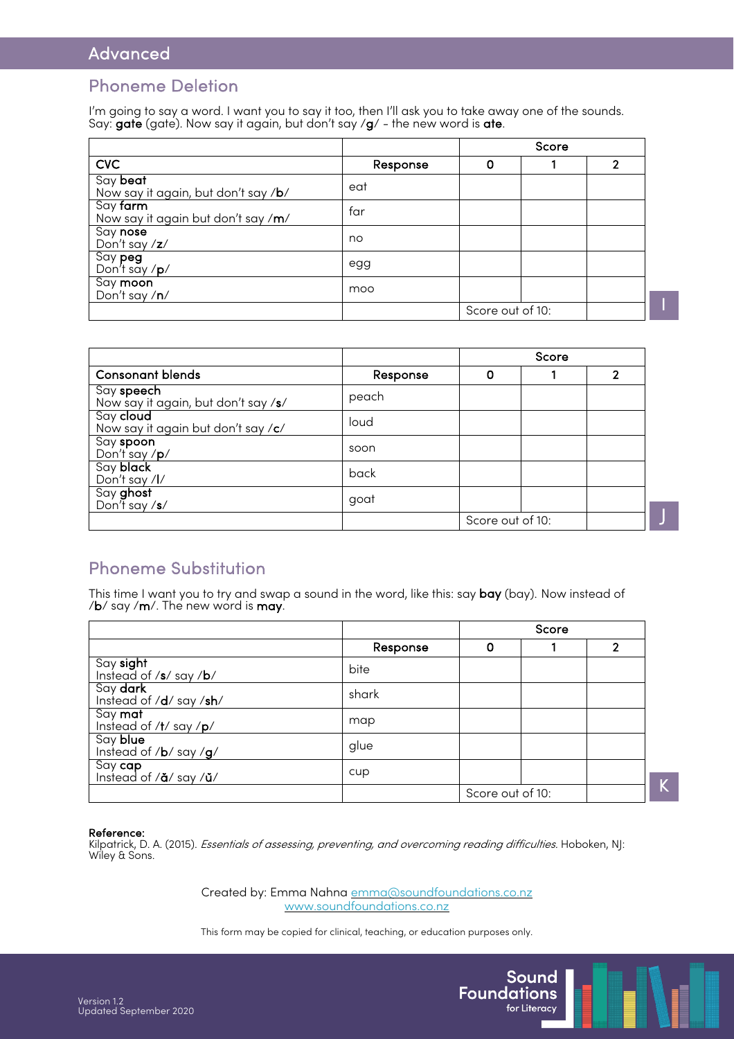## Advanced

### Phoneme Deletion

I'm going to say a word. I want you to say it too, then I'll ask you to take away one of the sounds. Say: **gate** (gate). Now say it again, but don't say /**g**/ - the new word is **ate**.

| | | Score | | |
|---|---|---|---|---|
| **CVC** | **Response** | **0** | **1** | **2** |
| Say **beat** Now say it again, but don't say /**b**/ | eat | | | |
| Say **farm** Now say it again but don't say /**m**/ | far | | | |
| Say **nose** Don't say /**z**/ | no | | | |
| Say **peg** Don't say /**p**/ | egg | | | |
| Say **moon** Don't say /**n**/ | moo | | | |
| | | Score out of 10: | | |

I

| | | Score | | |
|---|---|---|---|---|
| **Consonant blends** | **Response** | **0** | **1** | **2** |
| Say **speech** Now say it again, but don't say /**s**/ | peach | | | |
| Say **cloud** Now say it again but don't say /**c**/ | loud | | | |
| Say **spoon** Don't say /**p**/ | soon | | | |
| Say **black** Don't say /**l**/ | back | | | |
| Say **ghost** Don't say /**s**/ | goat | | | |
| | | Score out of 10: | | |

J

### Phoneme Substitution

This time I want you to try and swap a sound in the word, like this: say **bay** (bay). Now instead of /**b**/ say /**m**/. The new word is **may**.

| | | Score | | |
|---|---|---|---|---|
| | **Response** | **0** | **1** | **2** |
| Say **sight** Instead of /**s**/ say /**b**/ | bite | | | |
| Say **dark** Instead of /**d**/ say /**sh**/ | shark | | | |
| Say **mat** Instead of /**t**/ say /**p**/ | map | | | |
| Say **blue** Instead of /**b**/ say /**g**/ | glue | | | |
| Say **cap** Instead of /**ă**/ say /**ŭ**/ | cup | | | |
| | | Score out of 10: | | |

K

**Reference:**
Kilpatrick, D. A. (2015). *Essentials of assessing, preventing, and overcoming reading difficulties*. Hoboken, NJ: Wiley & Sons.

Created by: Emma Nahna emma@soundfoundations.co.nz
www.soundfoundations.co.nz

This form may be copied for clinical, teaching, or education purposes only.

Version 1.2
Updated September 2020

Sound Foundations for Literacy